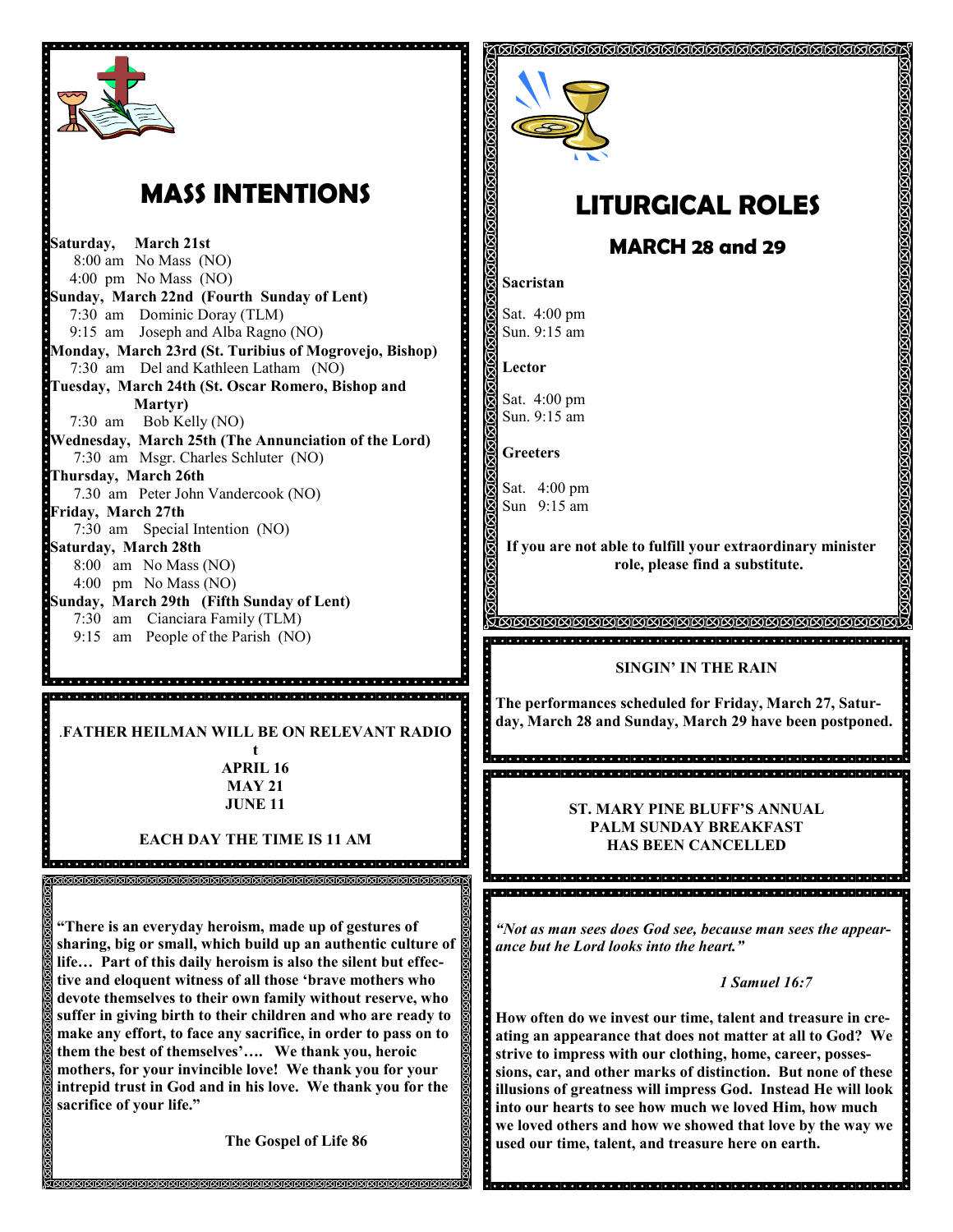# MASS INTENTIONS

**Saturday, March 21st**
8:00 am No Mass (NO)
4:00 pm No Mass (NO)

**Sunday, March 22nd (Fourth Sunday of Lent)**
7:30 am Dominic Doray (TLM)
9:15 am Joseph and Alba Ragno (NO)

**Monday, March 23rd (St. Turibius of Mogrovejo, Bishop)**
7:30 am Del and Kathleen Latham (NO)

**Tuesday, March 24th (St. Oscar Romero, Bishop and Martyr)**
7:30 am Bob Kelly (NO)

**Wednesday, March 25th (The Annunciation of the Lord)**
7:30 am Msgr. Charles Schluter (NO)

**Thursday, March 26th**
7.30 am Peter John Vandercook (NO)

**Friday, March 27th**
7:30 am Special Intention (NO)

**Saturday, March 28th**
8:00 am No Mass (NO)
4:00 pm No Mass (NO)

**Sunday, March 29th (Fifth Sunday of Lent)**
7:30 am Cianciara Family (TLM)
9:15 am People of the Parish (NO)

**.FATHER HEILMAN WILL BE ON RELEVANT RADIO t**
**APRIL 16**
**MAY 21**
**JUNE 11**

**EACH DAY THE TIME IS 11 AM**

**"There is an everyday heroism, made up of gestures of sharing, big or small, which build up an authentic culture of life… Part of this daily heroism is also the silent but effective and eloquent witness of all those 'brave mothers who devote themselves to their own family without reserve, who suffer in giving birth to their children and who are ready to make any effort, to face any sacrifice, in order to pass on to them the best of themselves'…. We thank you, heroic mothers, for your invincible love! We thank you for your intrepid trust in God and in his love. We thank you for the sacrifice of your life."**

**The Gospel of Life 86**

# LITURGICAL ROLES

## MARCH 28 and 29

**Sacristan**

Sat. 4:00 pm
Sun. 9:15 am

**Lector**

Sat. 4:00 pm
Sun. 9:15 am

**Greeters**

Sat. 4:00 pm
Sun 9:15 am

**If you are not able to fulfill your extraordinary minister role, please find a substitute.**

**SINGIN' IN THE RAIN**

**The performances scheduled for Friday, March 27, Saturday, March 28 and Sunday, March 29 have been postponed.**

**ST. MARY PINE BLUFF'S ANNUAL PALM SUNDAY BREAKFAST HAS BEEN CANCELLED**

***"Not as man sees does God see, because man sees the appearance but he Lord looks into the heart."***

***1 Samuel 16:7***

**How often do we invest our time, talent and treasure in creating an appearance that does not matter at all to God? We strive to impress with our clothing, home, career, possessions, car, and other marks of distinction. But none of these illusions of greatness will impress God. Instead He will look into our hearts to see how much we loved Him, how much we loved others and how we showed that love by the way we used our time, talent, and treasure here on earth.**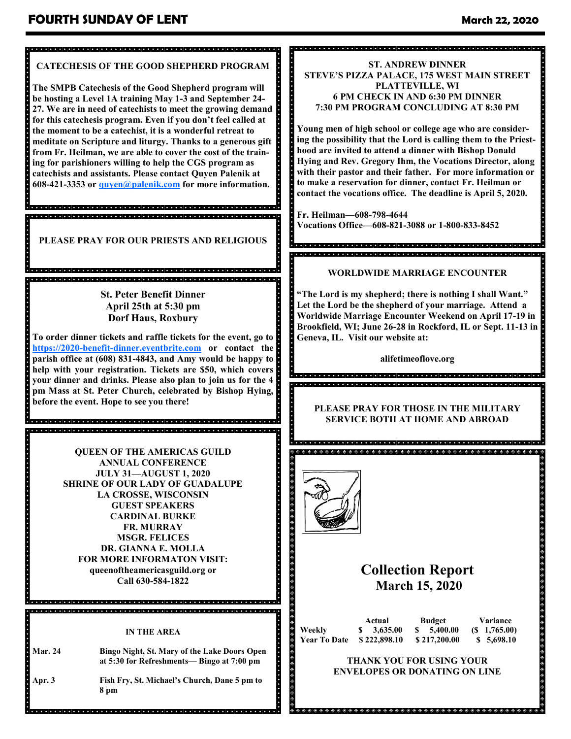## CATECHESIS OF THE GOOD SHEPHERD PROGRAM

**The SMPB Catechesis of the Good Shepherd program will be hosting a Level 1A training May 1-3 and September 24-27. We are in need of catechists to meet the growing demand for this catechesis program. Even if you don't feel called at the moment to be a catechist, it is a wonderful retreat to meditate on Scripture and liturgy. Thanks to a generous gift from Fr. Heilman, we are able to cover the cost of the training for parishioners willing to help the CGS program as catechists and assistants. Please contact Quyen Palenik at 608-421-3353 or quyen@palenik.com for more information.**

## PLEASE PRAY FOR OUR PRIESTS AND RELIGIOUS

## St. Peter Benefit Dinner
**April 25th at 5:30 pm**
**Dorf Haus, Roxbury**

**To order dinner tickets and raffle tickets for the event, go to https://2020-benefit-dinner.eventbrite.com or contact the parish office at (608) 831-4843, and Amy would be happy to help with your registration. Tickets are $50, which covers your dinner and drinks. Please also plan to join us for the 4 pm Mass at St. Peter Church, celebrated by Bishop Hying, before the event. Hope to see you there!**

## QUEEN OF THE AMERICAS GUILD ANNUAL CONFERENCE

**JULY 31—AUGUST 1, 2020**
**SHRINE OF OUR LADY OF GUADALUPE**
**LA CROSSE, WISCONSIN**
**GUEST SPEAKERS**
**CARDINAL BURKE**
**FR. MURRAY**
**MSGR. FELICES**
**DR. GIANNA E. MOLLA**
**FOR MORE INFORMATON VISIT:**
**queenoftheamericasguild.org or**
**Call 630-584-1822**

## IN THE AREA

| | |
|---|---|
| **Mar. 24** | **Bingo Night, St. Mary of the Lake Doors Open at 5:30 for Refreshments— Bingo at 7:00 pm** |
| **Apr. 3** | **Fish Fry, St. Michael's Church, Dane 5 pm to 8 pm** |

## ST. ANDREW DINNER

**STEVE'S PIZZA PALACE, 175 WEST MAIN STREET**
**PLATTEVILLE, WI**
**6 PM CHECK IN AND 6:30 PM DINNER**
**7:30 PM PROGRAM CONCLUDING AT 8:30 PM**

**Young men of high school or college age who are considering the possibility that the Lord is calling them to the Priesthood are invited to attend a dinner with Bishop Donald Hying and Rev. Gregory Ihm, the Vocations Director, along with their pastor and their father. For more information or to make a reservation for dinner, contact Fr. Heilman or contact the vocations office. The deadline is April 5, 2020.**

**Fr. Heilman—608-798-4644**
**Vocations Office—608-821-3088 or 1-800-833-8452**

## WORLDWIDE MARRIAGE ENCOUNTER

**"The Lord is my shepherd; there is nothing I shall Want." Let the Lord be the shepherd of your marriage. Attend a Worldwide Marriage Encounter Weekend on April 17-19 in Brookfield, WI; June 26-28 in Rockford, IL or Sept. 11-13 in Geneva, IL. Visit our website at:**

**alifetimeoflove.org**

## PLEASE PRAY FOR THOSE IN THE MILITARY SERVICE BOTH AT HOME AND ABROAD

## Collection Report
**March 15, 2020**

| | Actual | Budget | Variance |
|---|---|---|---|
| Weekly | $ 3,635.00 | $ 5,400.00 | ($ 1,765.00) |
| Year To Date | $ 222,898.10 | $ 217,200.00 | $ 5,698.10 |

**THANK YOU FOR USING YOUR ENVELOPES OR DONATING ON LINE**